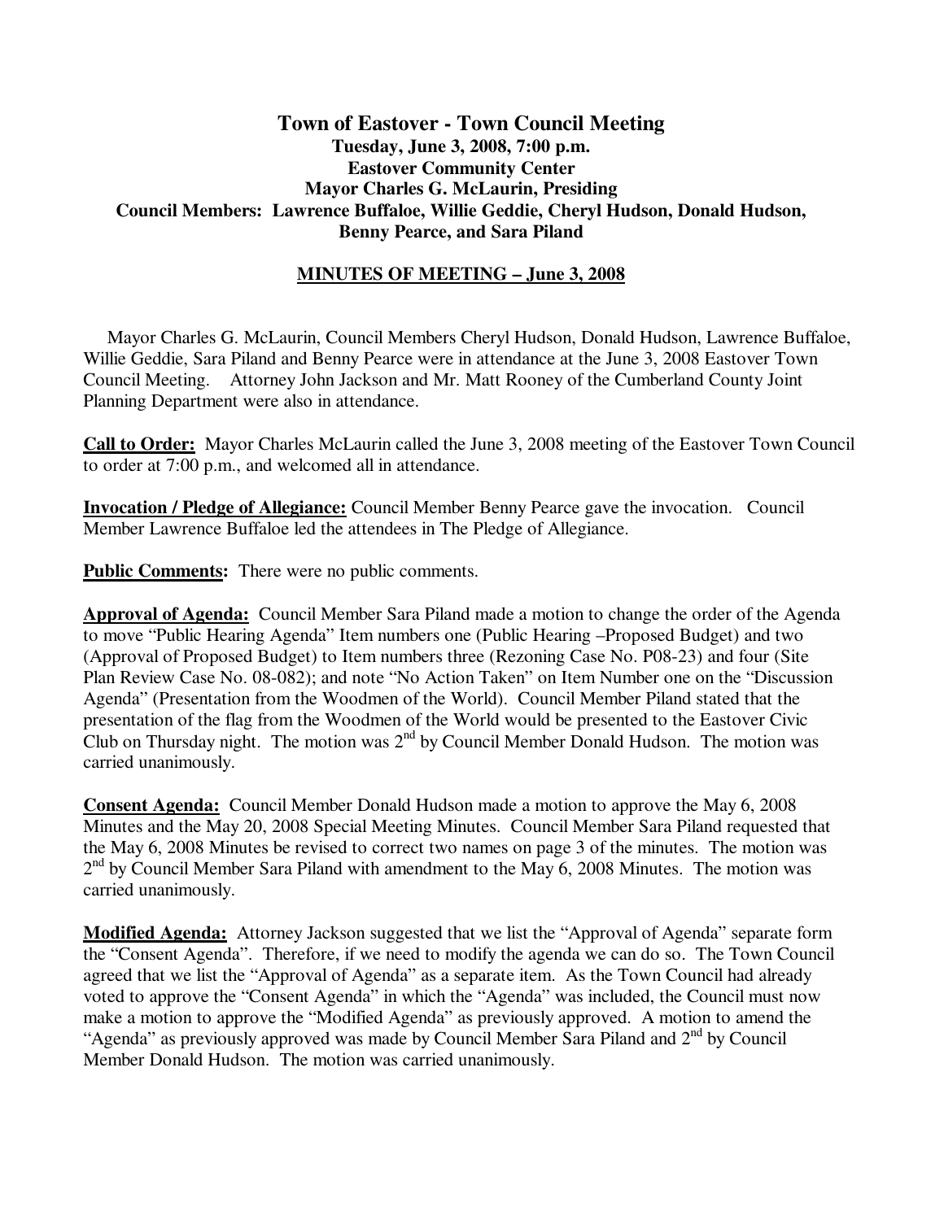# Town of Eastover - Town Council Meeting

**Tuesday, June 3, 2008, 7:00 p.m.**
**Eastover Community Center**
**Mayor Charles G. McLaurin, Presiding**
**Council Members: Lawrence Buffaloe, Willie Geddie, Cheryl Hudson, Donald Hudson, Benny Pearce, and Sara Piland**

## MINUTES OF MEETING – June 3, 2008

Mayor Charles G. McLaurin, Council Members Cheryl Hudson, Donald Hudson, Lawrence Buffaloe, Willie Geddie, Sara Piland and Benny Pearce were in attendance at the June 3, 2008 Eastover Town Council Meeting. Attorney John Jackson and Mr. Matt Rooney of the Cumberland County Joint Planning Department were also in attendance.

**Call to Order:** Mayor Charles McLaurin called the June 3, 2008 meeting of the Eastover Town Council to order at 7:00 p.m., and welcomed all in attendance.

**Invocation / Pledge of Allegiance:** Council Member Benny Pearce gave the invocation. Council Member Lawrence Buffaloe led the attendees in The Pledge of Allegiance.

**Public Comments:** There were no public comments.

**Approval of Agenda:** Council Member Sara Piland made a motion to change the order of the Agenda to move "Public Hearing Agenda" Item numbers one (Public Hearing –Proposed Budget) and two (Approval of Proposed Budget) to Item numbers three (Rezoning Case No. P08-23) and four (Site Plan Review Case No. 08-082); and note "No Action Taken" on Item Number one on the "Discussion Agenda" (Presentation from the Woodmen of the World). Council Member Piland stated that the presentation of the flag from the Woodmen of the World would be presented to the Eastover Civic Club on Thursday night. The motion was 2nd by Council Member Donald Hudson. The motion was carried unanimously.

**Consent Agenda:** Council Member Donald Hudson made a motion to approve the May 6, 2008 Minutes and the May 20, 2008 Special Meeting Minutes. Council Member Sara Piland requested that the May 6, 2008 Minutes be revised to correct two names on page 3 of the minutes. The motion was 2nd by Council Member Sara Piland with amendment to the May 6, 2008 Minutes. The motion was carried unanimously.

**Modified Agenda:** Attorney Jackson suggested that we list the "Approval of Agenda" separate form the "Consent Agenda". Therefore, if we need to modify the agenda we can do so. The Town Council agreed that we list the "Approval of Agenda" as a separate item. As the Town Council had already voted to approve the "Consent Agenda" in which the "Agenda" was included, the Council must now make a motion to approve the "Modified Agenda" as previously approved. A motion to amend the "Agenda" as previously approved was made by Council Member Sara Piland and 2nd by Council Member Donald Hudson. The motion was carried unanimously.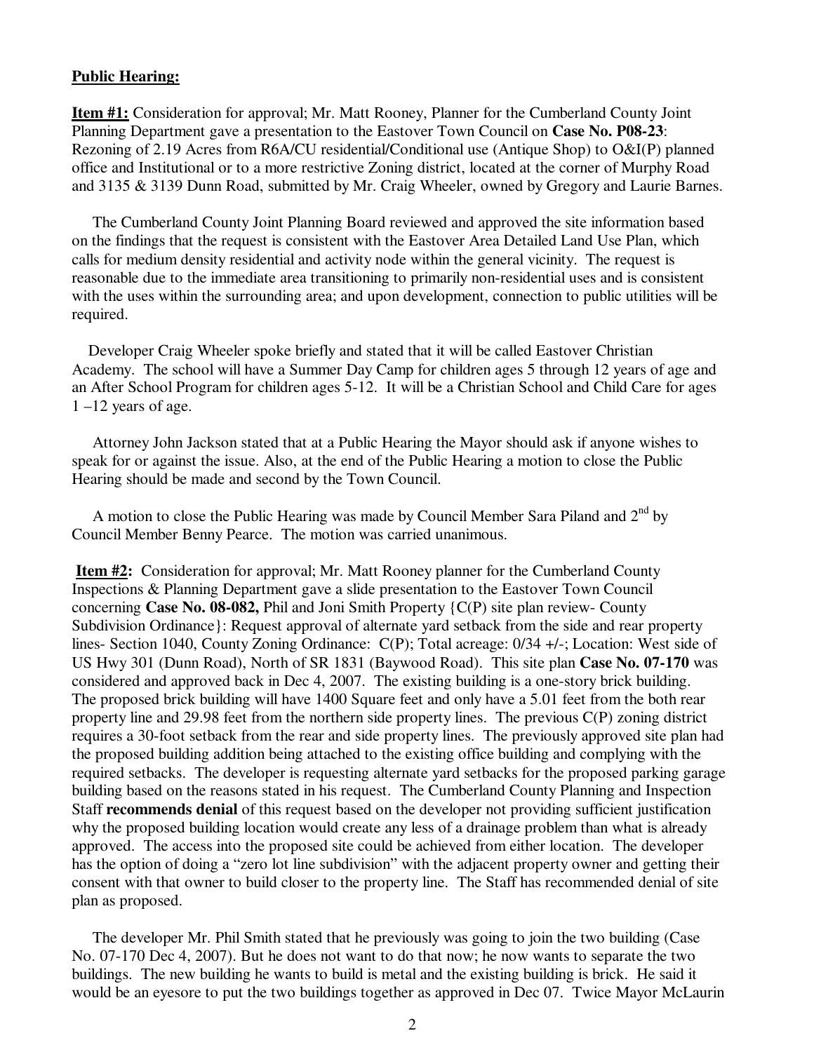**Public Hearing:**

**Item #1:** Consideration for approval; Mr. Matt Rooney, Planner for the Cumberland County Joint Planning Department gave a presentation to the Eastover Town Council on **Case No. P08-23**: Rezoning of 2.19 Acres from R6A/CU residential/Conditional use (Antique Shop) to O&I(P) planned office and Institutional or to a more restrictive Zoning district, located at the corner of Murphy Road and 3135 & 3139 Dunn Road, submitted by Mr. Craig Wheeler, owned by Gregory and Laurie Barnes.

The Cumberland County Joint Planning Board reviewed and approved the site information based on the findings that the request is consistent with the Eastover Area Detailed Land Use Plan, which calls for medium density residential and activity node within the general vicinity. The request is reasonable due to the immediate area transitioning to primarily non-residential uses and is consistent with the uses within the surrounding area; and upon development, connection to public utilities will be required.

Developer Craig Wheeler spoke briefly and stated that it will be called Eastover Christian Academy. The school will have a Summer Day Camp for children ages 5 through 12 years of age and an After School Program for children ages 5-12. It will be a Christian School and Child Care for ages 1 –12 years of age.

Attorney John Jackson stated that at a Public Hearing the Mayor should ask if anyone wishes to speak for or against the issue. Also, at the end of the Public Hearing a motion to close the Public Hearing should be made and second by the Town Council.

A motion to close the Public Hearing was made by Council Member Sara Piland and 2nd by Council Member Benny Pearce. The motion was carried unanimous.

**Item #2:** Consideration for approval; Mr. Matt Rooney planner for the Cumberland County Inspections & Planning Department gave a slide presentation to the Eastover Town Council concerning **Case No. 08-082,** Phil and Joni Smith Property {C(P) site plan review- County Subdivision Ordinance}: Request approval of alternate yard setback from the side and rear property lines- Section 1040, County Zoning Ordinance: C(P); Total acreage: 0/34 +/-; Location: West side of US Hwy 301 (Dunn Road), North of SR 1831 (Baywood Road). This site plan **Case No. 07-170** was considered and approved back in Dec 4, 2007. The existing building is a one-story brick building. The proposed brick building will have 1400 Square feet and only have a 5.01 feet from the both rear property line and 29.98 feet from the northern side property lines. The previous C(P) zoning district requires a 30-foot setback from the rear and side property lines. The previously approved site plan had the proposed building addition being attached to the existing office building and complying with the required setbacks. The developer is requesting alternate yard setbacks for the proposed parking garage building based on the reasons stated in his request. The Cumberland County Planning and Inspection Staff **recommends denial** of this request based on the developer not providing sufficient justification why the proposed building location would create any less of a drainage problem than what is already approved. The access into the proposed site could be achieved from either location. The developer has the option of doing a "zero lot line subdivision" with the adjacent property owner and getting their consent with that owner to build closer to the property line. The Staff has recommended denial of site plan as proposed.

The developer Mr. Phil Smith stated that he previously was going to join the two building (Case No. 07-170 Dec 4, 2007). But he does not want to do that now; he now wants to separate the two buildings. The new building he wants to build is metal and the existing building is brick. He said it would be an eyesore to put the two buildings together as approved in Dec 07. Twice Mayor McLaurin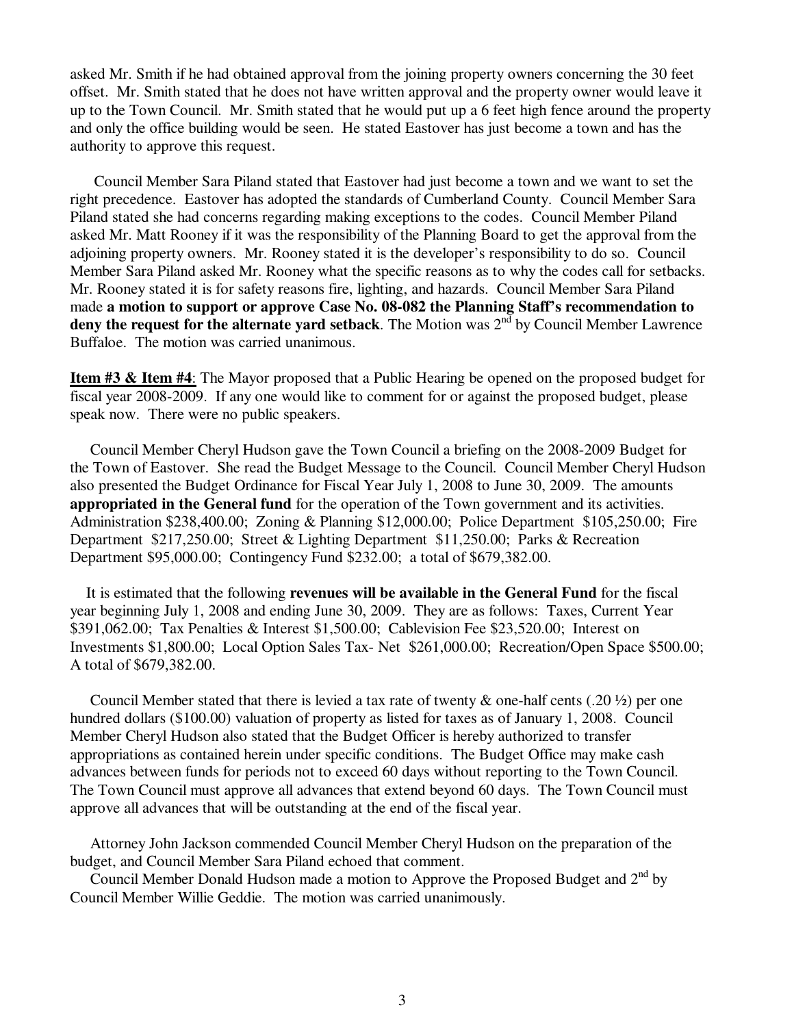asked Mr. Smith if he had obtained approval from the joining property owners concerning the 30 feet offset. Mr. Smith stated that he does not have written approval and the property owner would leave it up to the Town Council. Mr. Smith stated that he would put up a 6 feet high fence around the property and only the office building would be seen. He stated Eastover has just become a town and has the authority to approve this request.

Council Member Sara Piland stated that Eastover had just become a town and we want to set the right precedence. Eastover has adopted the standards of Cumberland County. Council Member Sara Piland stated she had concerns regarding making exceptions to the codes. Council Member Piland asked Mr. Matt Rooney if it was the responsibility of the Planning Board to get the approval from the adjoining property owners. Mr. Rooney stated it is the developer's responsibility to do so. Council Member Sara Piland asked Mr. Rooney what the specific reasons as to why the codes call for setbacks. Mr. Rooney stated it is for safety reasons fire, lighting, and hazards. Council Member Sara Piland made **a motion to support or approve Case No. 08-082 the Planning Staff's recommendation to deny the request for the alternate yard setback**. The Motion was 2nd by Council Member Lawrence Buffaloe. The motion was carried unanimous.

**Item #3 & Item #4**: The Mayor proposed that a Public Hearing be opened on the proposed budget for fiscal year 2008-2009. If any one would like to comment for or against the proposed budget, please speak now. There were no public speakers.

Council Member Cheryl Hudson gave the Town Council a briefing on the 2008-2009 Budget for the Town of Eastover. She read the Budget Message to the Council. Council Member Cheryl Hudson also presented the Budget Ordinance for Fiscal Year July 1, 2008 to June 30, 2009. The amounts **appropriated in the General fund** for the operation of the Town government and its activities. Administration $238,400.00; Zoning & Planning $12,000.00; Police Department $105,250.00; Fire Department $217,250.00; Street & Lighting Department $11,250.00; Parks & Recreation Department $95,000.00; Contingency Fund $232.00; a total of $679,382.00.

It is estimated that the following **revenues will be available in the General Fund** for the fiscal year beginning July 1, 2008 and ending June 30, 2009. They are as follows: Taxes, Current Year $391,062.00; Tax Penalties & Interest $1,500.00; Cablevision Fee $23,520.00; Interest on Investments $1,800.00; Local Option Sales Tax- Net $261,000.00; Recreation/Open Space $500.00; A total of $679,382.00.

Council Member stated that there is levied a tax rate of twenty & one-half cents (.20 ½) per one hundred dollars ($100.00) valuation of property as listed for taxes as of January 1, 2008. Council Member Cheryl Hudson also stated that the Budget Officer is hereby authorized to transfer appropriations as contained herein under specific conditions. The Budget Office may make cash advances between funds for periods not to exceed 60 days without reporting to the Town Council. The Town Council must approve all advances that extend beyond 60 days. The Town Council must approve all advances that will be outstanding at the end of the fiscal year.

Attorney John Jackson commended Council Member Cheryl Hudson on the preparation of the budget, and Council Member Sara Piland echoed that comment.

Council Member Donald Hudson made a motion to Approve the Proposed Budget and 2nd by Council Member Willie Geddie. The motion was carried unanimously.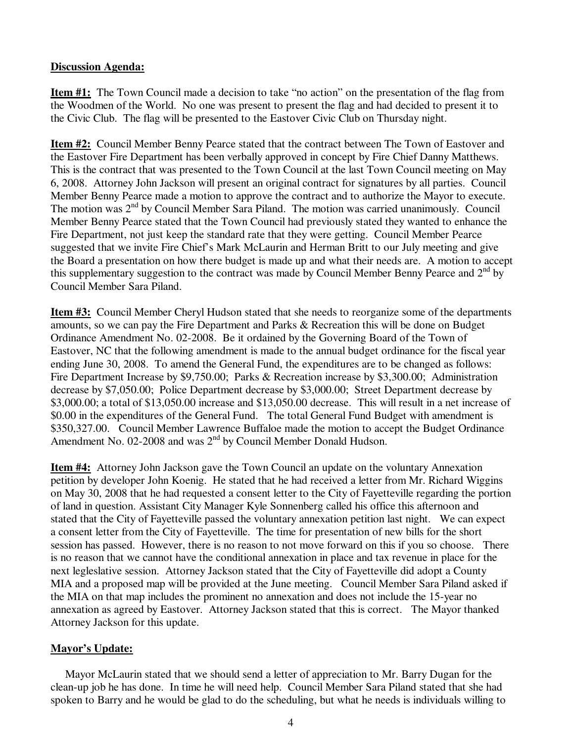**Discussion Agenda:**

**Item #1:** The Town Council made a decision to take "no action" on the presentation of the flag from the Woodmen of the World. No one was present to present the flag and had decided to present it to the Civic Club. The flag will be presented to the Eastover Civic Club on Thursday night.

**Item #2:** Council Member Benny Pearce stated that the contract between The Town of Eastover and the Eastover Fire Department has been verbally approved in concept by Fire Chief Danny Matthews. This is the contract that was presented to the Town Council at the last Town Council meeting on May 6, 2008. Attorney John Jackson will present an original contract for signatures by all parties. Council Member Benny Pearce made a motion to approve the contract and to authorize the Mayor to execute. The motion was 2nd by Council Member Sara Piland. The motion was carried unanimously. Council Member Benny Pearce stated that the Town Council had previously stated they wanted to enhance the Fire Department, not just keep the standard rate that they were getting. Council Member Pearce suggested that we invite Fire Chief's Mark McLaurin and Herman Britt to our July meeting and give the Board a presentation on how there budget is made up and what their needs are. A motion to accept this supplementary suggestion to the contract was made by Council Member Benny Pearce and 2nd by Council Member Sara Piland.

**Item #3:** Council Member Cheryl Hudson stated that she needs to reorganize some of the departments amounts, so we can pay the Fire Department and Parks & Recreation this will be done on Budget Ordinance Amendment No. 02-2008. Be it ordained by the Governing Board of the Town of Eastover, NC that the following amendment is made to the annual budget ordinance for the fiscal year ending June 30, 2008. To amend the General Fund, the expenditures are to be changed as follows: Fire Department Increase by $9,750.00; Parks & Recreation increase by $3,300.00; Administration decrease by $7,050.00; Police Department decrease by $3,000.00; Street Department decrease by $3,000.00; a total of $13,050.00 increase and $13,050.00 decrease. This will result in a net increase of $0.00 in the expenditures of the General Fund. The total General Fund Budget with amendment is $350,327.00. Council Member Lawrence Buffaloe made the motion to accept the Budget Ordinance Amendment No. 02-2008 and was 2nd by Council Member Donald Hudson.

**Item #4:** Attorney John Jackson gave the Town Council an update on the voluntary Annexation petition by developer John Koenig. He stated that he had received a letter from Mr. Richard Wiggins on May 30, 2008 that he had requested a consent letter to the City of Fayetteville regarding the portion of land in question. Assistant City Manager Kyle Sonnenberg called his office this afternoon and stated that the City of Fayetteville passed the voluntary annexation petition last night. We can expect a consent letter from the City of Fayetteville. The time for presentation of new bills for the short session has passed. However, there is no reason to not move forward on this if you so choose. There is no reason that we cannot have the conditional annexation in place and tax revenue in place for the next legleslative session. Attorney Jackson stated that the City of Fayetteville did adopt a County MIA and a proposed map will be provided at the June meeting. Council Member Sara Piland asked if the MIA on that map includes the prominent no annexation and does not include the 15-year no annexation as agreed by Eastover. Attorney Jackson stated that this is correct. The Mayor thanked Attorney Jackson for this update.

**Mayor's Update:**

Mayor McLaurin stated that we should send a letter of appreciation to Mr. Barry Dugan for the clean-up job he has done. In time he will need help. Council Member Sara Piland stated that she had spoken to Barry and he would be glad to do the scheduling, but what he needs is individuals willing to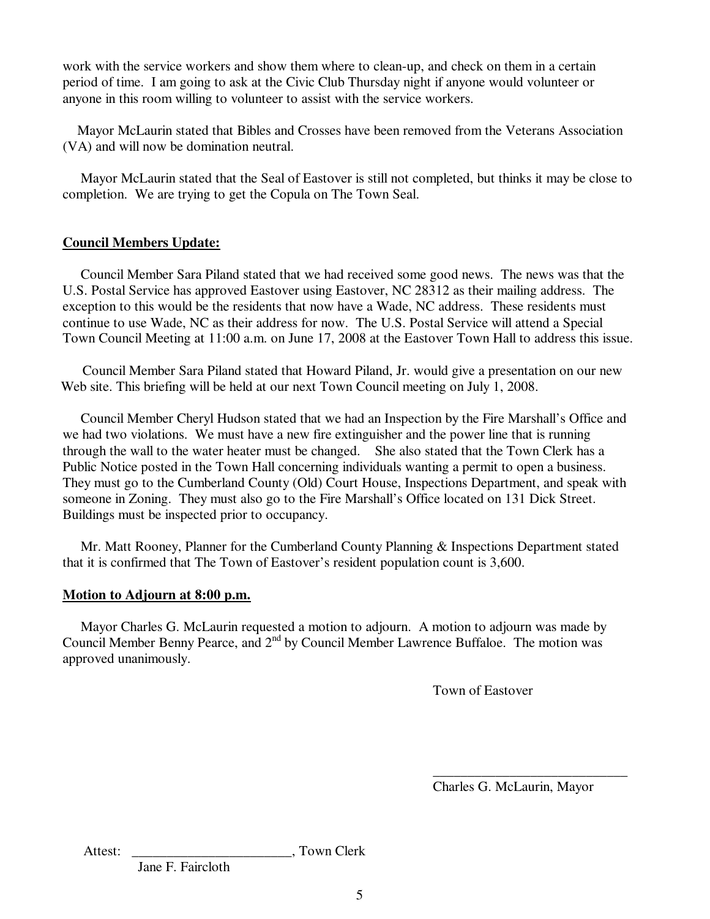work with the service workers and show them where to clean-up, and check on them in a certain period of time. I am going to ask at the Civic Club Thursday night if anyone would volunteer or anyone in this room willing to volunteer to assist with the service workers.

Mayor McLaurin stated that Bibles and Crosses have been removed from the Veterans Association (VA) and will now be domination neutral.

Mayor McLaurin stated that the Seal of Eastover is still not completed, but thinks it may be close to completion. We are trying to get the Copula on The Town Seal.

**Council Members Update:**

Council Member Sara Piland stated that we had received some good news. The news was that the U.S. Postal Service has approved Eastover using Eastover, NC 28312 as their mailing address. The exception to this would be the residents that now have a Wade, NC address. These residents must continue to use Wade, NC as their address for now. The U.S. Postal Service will attend a Special Town Council Meeting at 11:00 a.m. on June 17, 2008 at the Eastover Town Hall to address this issue.

Council Member Sara Piland stated that Howard Piland, Jr. would give a presentation on our new Web site. This briefing will be held at our next Town Council meeting on July 1, 2008.

Council Member Cheryl Hudson stated that we had an Inspection by the Fire Marshall's Office and we had two violations. We must have a new fire extinguisher and the power line that is running through the wall to the water heater must be changed. She also stated that the Town Clerk has a Public Notice posted in the Town Hall concerning individuals wanting a permit to open a business. They must go to the Cumberland County (Old) Court House, Inspections Department, and speak with someone in Zoning. They must also go to the Fire Marshall's Office located on 131 Dick Street. Buildings must be inspected prior to occupancy.

Mr. Matt Rooney, Planner for the Cumberland County Planning & Inspections Department stated that it is confirmed that The Town of Eastover's resident population count is 3,600.

**Motion to Adjourn at 8:00 p.m.**

Mayor Charles G. McLaurin requested a motion to adjourn. A motion to adjourn was made by Council Member Benny Pearce, and 2nd by Council Member Lawrence Buffaloe. The motion was approved unanimously.

Town of Eastover

_____________________________
Charles G. McLaurin, Mayor

Attest: _______________________, Town Clerk
Jane F. Faircloth